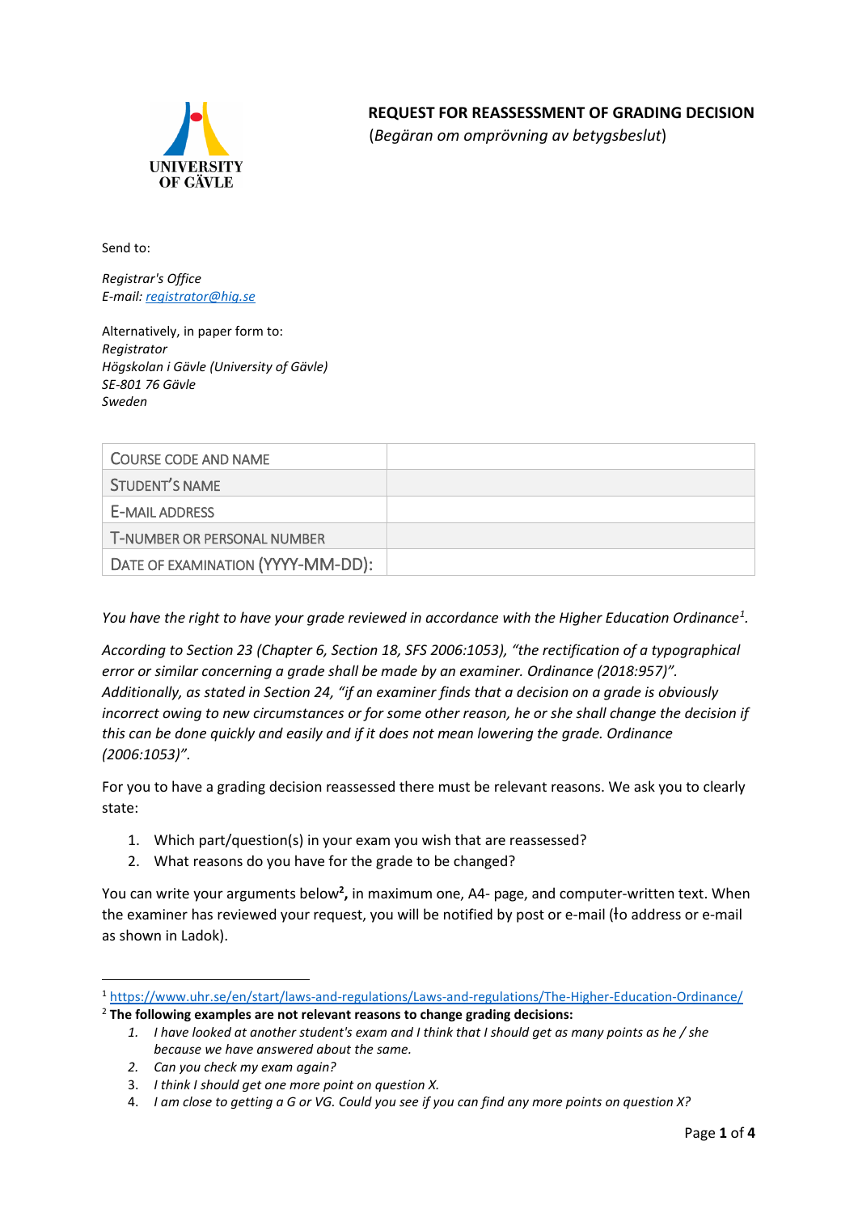UNIVERSITY OF GÄVLE

# REQUEST FOR REASSESSMENT OF GRADING DECISION

(*Begäran om omprövning av betygsbeslut*)

Send to:

*Registrar's Office*
*E-mail: registrator@hig.se*

Alternatively, in paper form to:
*Registrator*
*Högskolan i Gävle (University of Gävle)*
*SE-801 76 Gävle*
*Sweden*

| COURSE CODE AND NAME | |
|---|---|
| STUDENT'S NAME | |
| E-MAIL ADDRESS | |
| T-NUMBER OR PERSONAL NUMBER | |
| DATE OF EXAMINATION (YYYY-MM-DD): | |

*You have the right to have your grade reviewed in accordance with the Higher Education Ordinance[1].*

*According to Section 23 (Chapter 6, Section 18, SFS 2006:1053), "the rectification of a typographical error or similar concerning a grade shall be made by an examiner. Ordinance (2018:957)". Additionally, as stated in Section 24, "if an examiner finds that a decision on a grade is obviously incorrect owing to new circumstances or for some other reason, he or she shall change the decision if this can be done quickly and easily and if it does not mean lowering the grade. Ordinance (2006:1053)".*

For you to have a grading decision reassessed there must be relevant reasons. We ask you to clearly state:

1. Which part/question(s) in your exam you wish that are reassessed?
2. What reasons do you have for the grade to be changed?

You can write your arguments below[2], in maximum one, A4- page, and computer-written text. When the examiner has reviewed your request, you will be notified by post or e-mail (to address or e-mail as shown in Ladok).

---

[1] https://www.uhr.se/en/start/laws-and-regulations/Laws-and-regulations/The-Higher-Education-Ordinance/

[2] **The following examples are not relevant reasons to change grading decisions:**

1. *I have looked at another student's exam and I think that I should get as many points as he / she because we have answered about the same.*
2. *Can you check my exam again?*
3. *I think I should get one more point on question X.*
4. *I am close to getting a G or VG. Could you see if you can find any more points on question X?*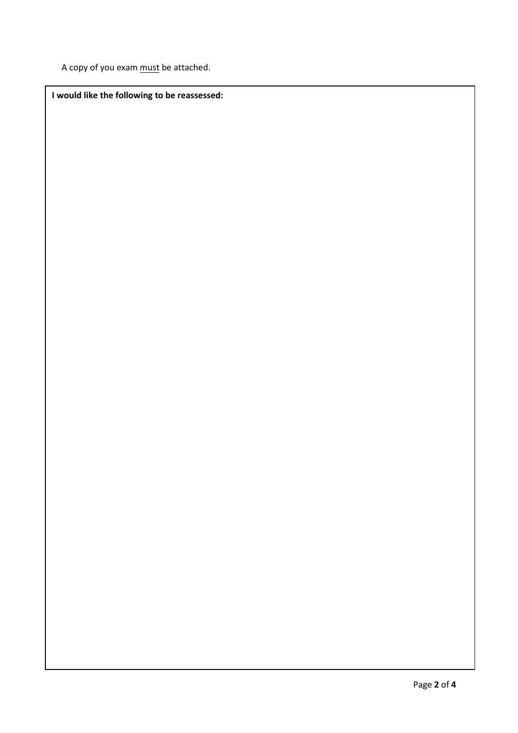A copy of you exam must be attached.

**I would like the following to be reassessed:**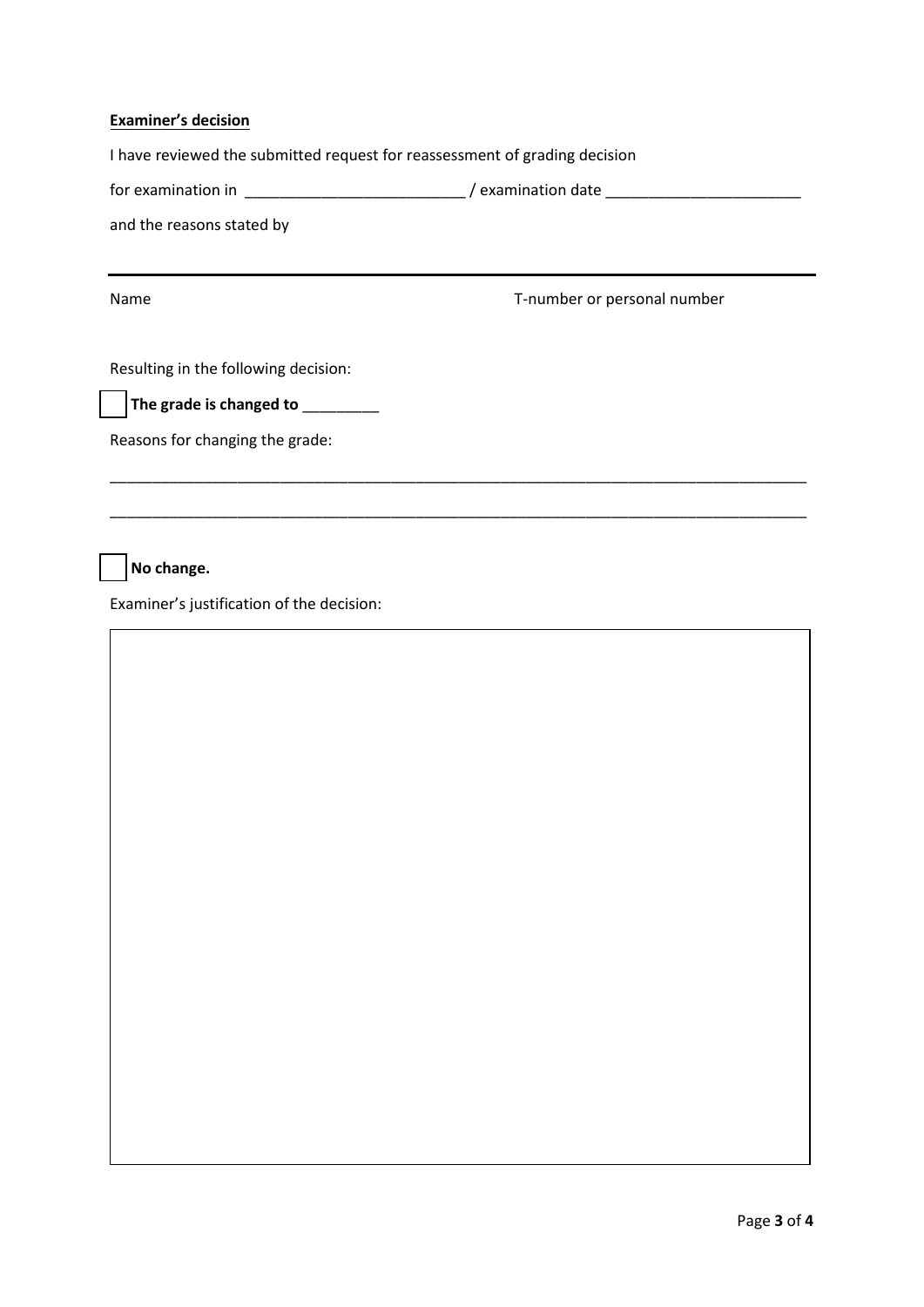**Examiner's decision**

I have reviewed the submitted request for reassessment of grading decision

for examination in __________________________ / examination date _______________________

and the reasons stated by

---

Name T-number or personal number

Resulting in the following decision:

☐ **The grade is changed to** _________

Reasons for changing the grade:

_____________________________________________________________________________________

_____________________________________________________________________________________

☐ **No change.**

Examiner's justification of the decision:

| |
|---|
| |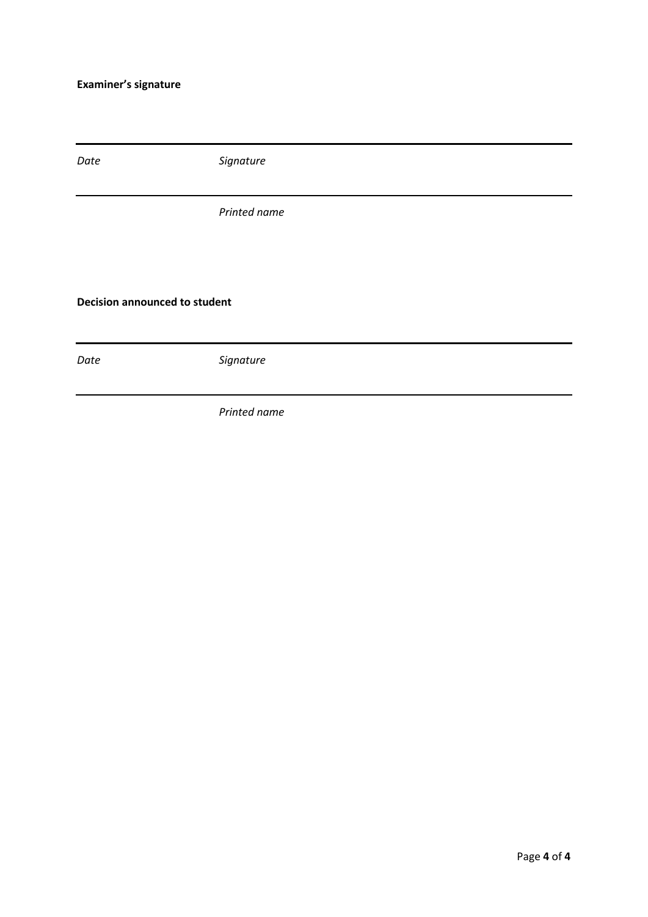**Examiner's signature**

| | |
|---|---|
| *Date* | *Signature* |
| | *Printed name* |

**Decision announced to student**

| | |
|---|---|
| *Date* | *Signature* |
| | *Printed name* |